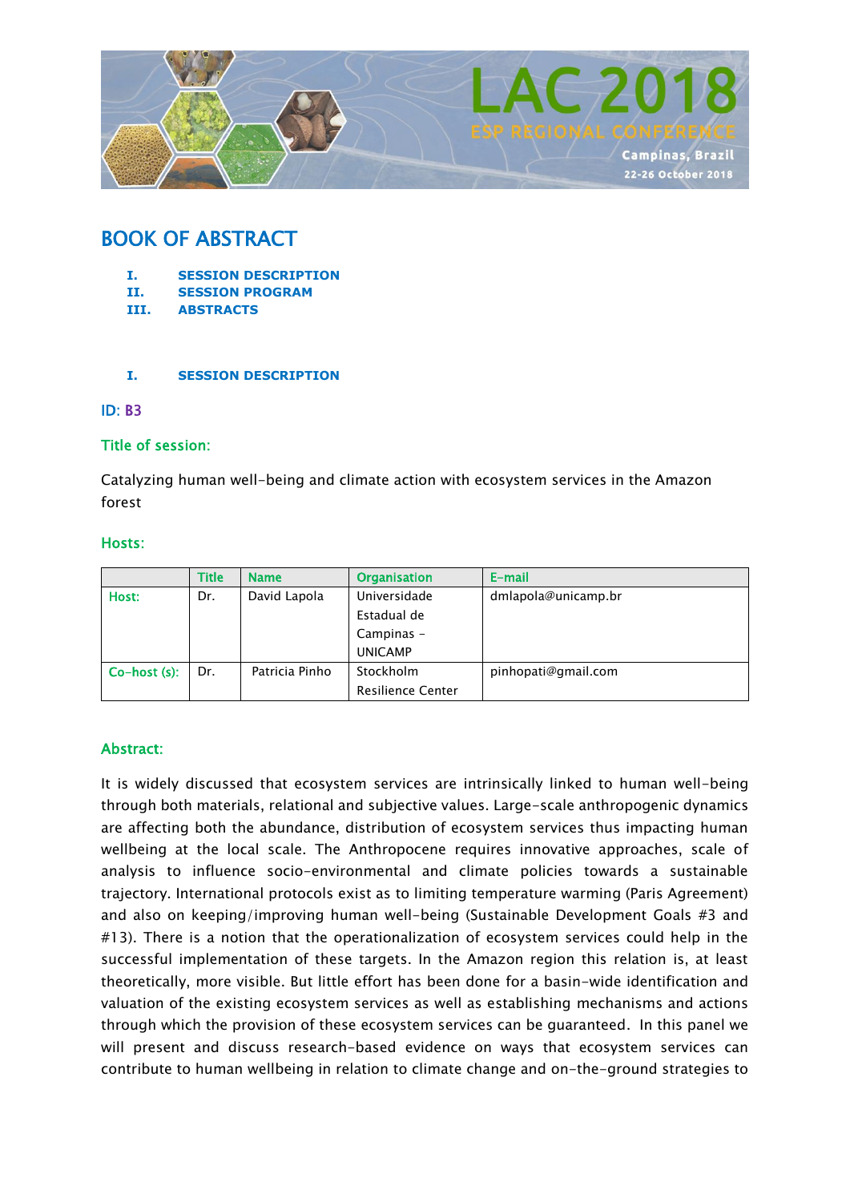# BOOK OF ABSTRACT

I. SESSION DESCRIPTION
II. SESSION PROGRAM
III. ABSTRACTS

## I. SESSION DESCRIPTION

**ID:** B3

**Title of session:**

Catalyzing human well-being and climate action with ecosystem services in the Amazon forest

**Hosts:**

| | Title | Name | Organisation | E-mail |
|---|---|---|---|---|
| Host: | Dr. | David Lapola | Universidade Estadual de Campinas – UNICAMP | dmlapola@unicamp.br |
| Co-host (s): | Dr. | Patricia Pinho | Stockholm Resilience Center | pinhopati@gmail.com |

**Abstract:**

It is widely discussed that ecosystem services are intrinsically linked to human well-being through both materials, relational and subjective values. Large-scale anthropogenic dynamics are affecting both the abundance, distribution of ecosystem services thus impacting human wellbeing at the local scale. The Anthropocene requires innovative approaches, scale of analysis to influence socio-environmental and climate policies towards a sustainable trajectory. International protocols exist as to limiting temperature warming (Paris Agreement) and also on keeping/improving human well-being (Sustainable Development Goals #3 and #13). There is a notion that the operationalization of ecosystem services could help in the successful implementation of these targets. In the Amazon region this relation is, at least theoretically, more visible. But little effort has been done for a basin-wide identification and valuation of the existing ecosystem services as well as establishing mechanisms and actions through which the provision of these ecosystem services can be guaranteed. In this panel we will present and discuss research-based evidence on ways that ecosystem services can contribute to human wellbeing in relation to climate change and on-the-ground strategies to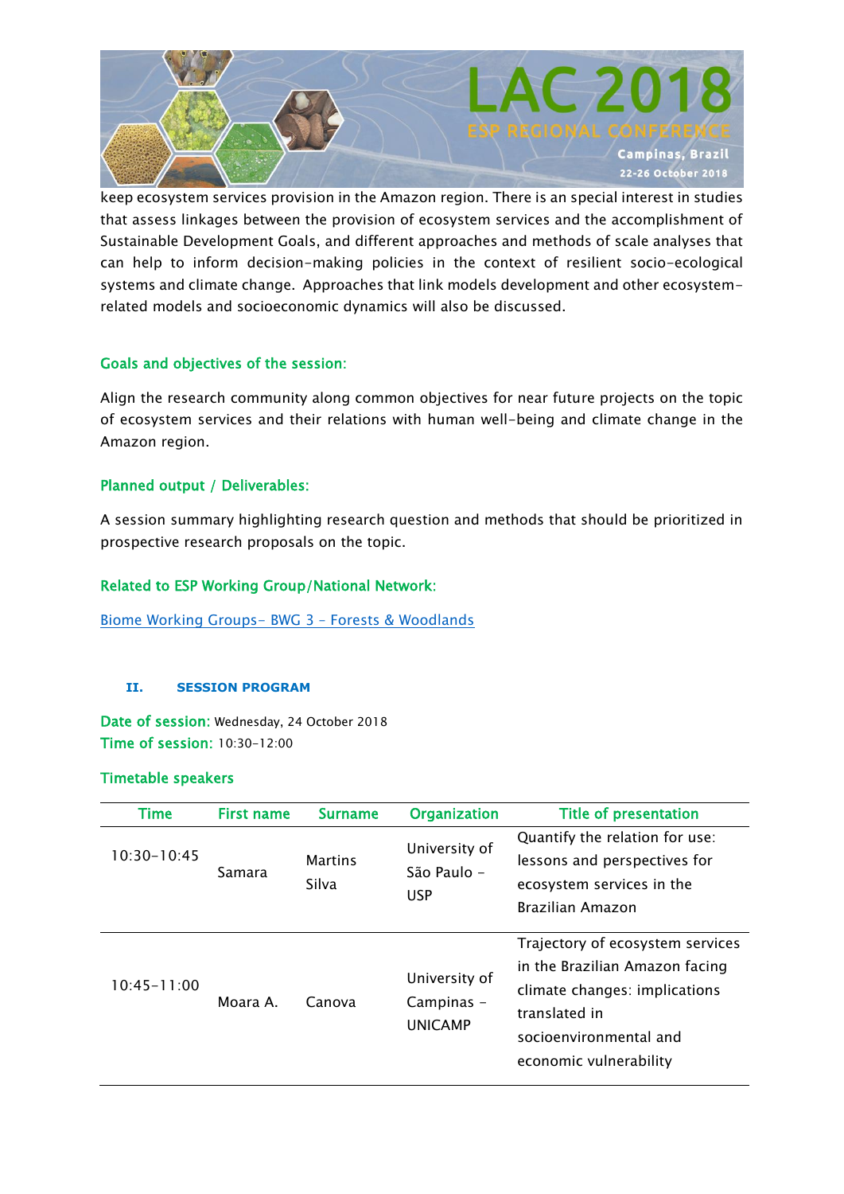keep ecosystem services provision in the Amazon region. There is an special interest in studies that assess linkages between the provision of ecosystem services and the accomplishment of Sustainable Development Goals, and different approaches and methods of scale analyses that can help to inform decision-making policies in the context of resilient socio-ecological systems and climate change. Approaches that link models development and other ecosystem-related models and socioeconomic dynamics will also be discussed.

### Goals and objectives of the session:

Align the research community along common objectives for near future projects on the topic of ecosystem services and their relations with human well-being and climate change in the Amazon region.

### Planned output / Deliverables:

A session summary highlighting research question and methods that should be prioritized in prospective research proposals on the topic.

### Related to ESP Working Group/National Network:

Biome Working Groups- BWG 3 – Forests & Woodlands

## II. SESSION PROGRAM

**Date of session:** Wednesday, 24 October 2018
**Time of session:** 10:30-12:00

### Timetable speakers

| Time | First name | Surname | Organization | Title of presentation |
|---|---|---|---|---|
| 10:30-10:45 | Samara | Martins Silva | University of São Paulo - USP | Quantify the relation for use: lessons and perspectives for ecosystem services in the Brazilian Amazon |
| 10:45-11:00 | Moara A. | Canova | University of Campinas - UNICAMP | Trajectory of ecosystem services in the Brazilian Amazon facing climate changes: implications translated in socioenvironmental and economic vulnerability |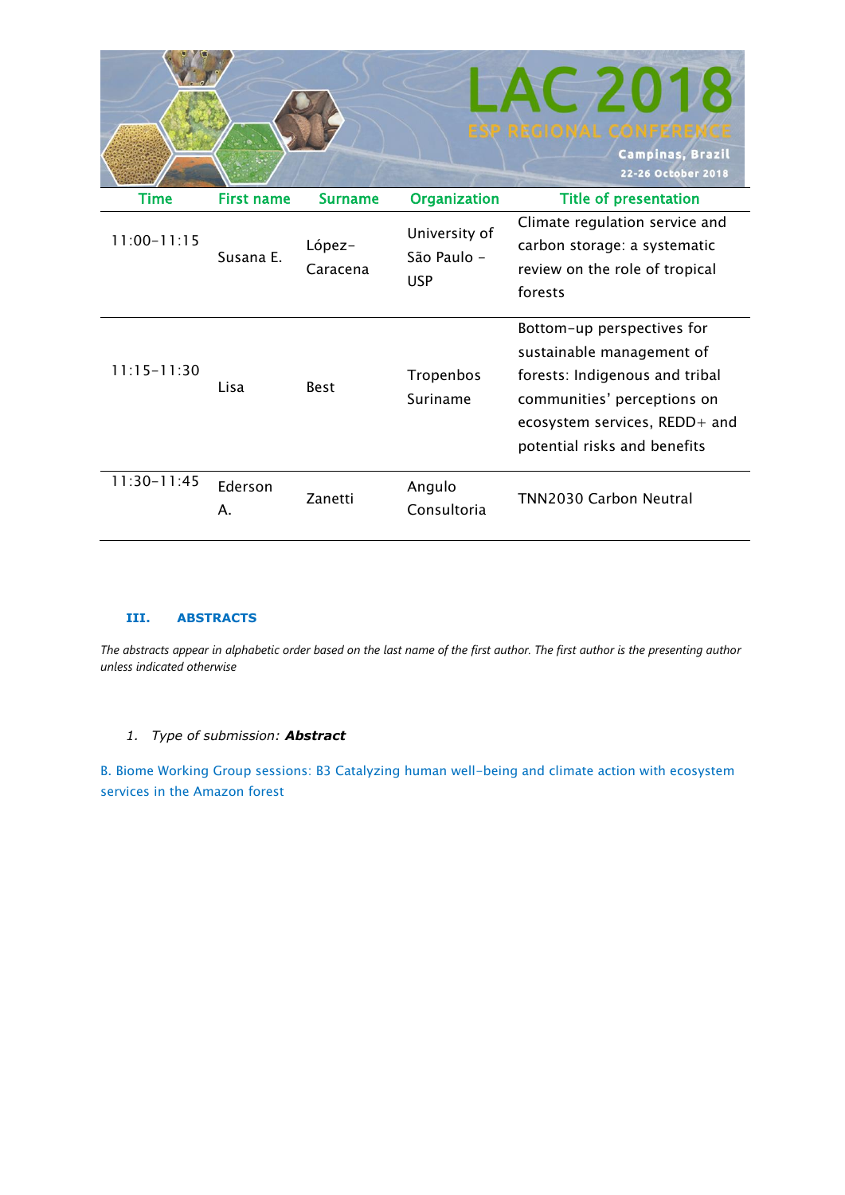| Time | First name | Surname | Organization | Title of presentation |
|---|---|---|---|---|
| 11:00-11:15 | Susana E. | López-Caracena | University of São Paulo - USP | Climate regulation service and carbon storage: a systematic review on the role of tropical forests |
| 11:15-11:30 | Lisa | Best | Tropenbos Suriname | Bottom-up perspectives for sustainable management of forests: Indigenous and tribal communities' perceptions on ecosystem services, REDD+ and potential risks and benefits |
| 11:30-11:45 | Ederson A. | Zanetti | Angulo Consultoria | TNN2030 Carbon Neutral |

## III. ABSTRACTS

*The abstracts appear in alphabetic order based on the last name of the first author. The first author is the presenting author unless indicated otherwise*

1. *Type of submission:* ***Abstract***

B. Biome Working Group sessions: B3 Catalyzing human well-being and climate action with ecosystem services in the Amazon forest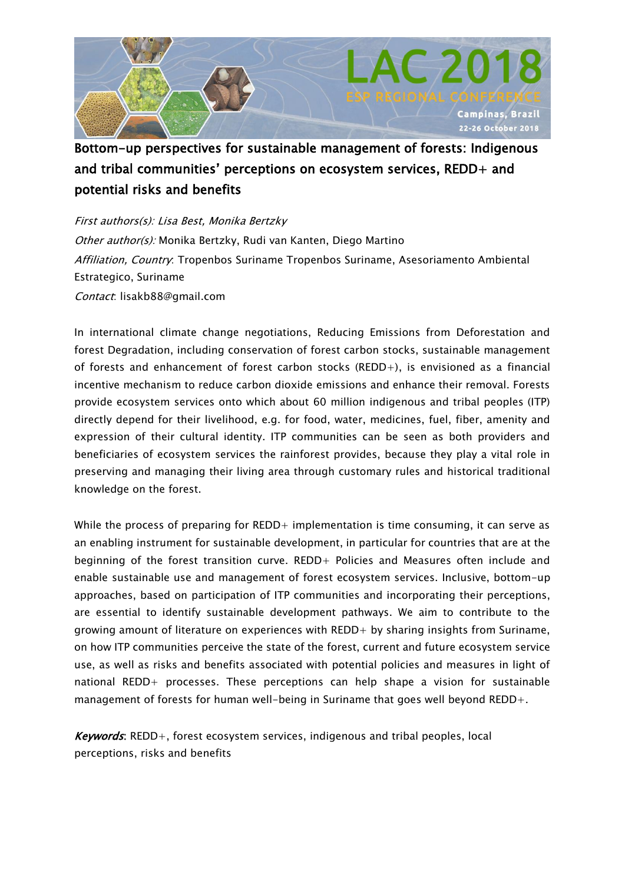# Bottom-up perspectives for sustainable management of forests: Indigenous and tribal communities' perceptions on ecosystem services, REDD+ and potential risks and benefits

*First authors(s): Lisa Best, Monika Bertzky*

*Other author(s):* Monika Bertzky, Rudi van Kanten, Diego Martino

*Affiliation, Country*: Tropenbos Suriname Tropenbos Suriname, Asesoriamento Ambiental Estrategico, Suriname

*Contact*: lisakb88@gmail.com

In international climate change negotiations, Reducing Emissions from Deforestation and forest Degradation, including conservation of forest carbon stocks, sustainable management of forests and enhancement of forest carbon stocks (REDD+), is envisioned as a financial incentive mechanism to reduce carbon dioxide emissions and enhance their removal. Forests provide ecosystem services onto which about 60 million indigenous and tribal peoples (ITP) directly depend for their livelihood, e.g. for food, water, medicines, fuel, fiber, amenity and expression of their cultural identity. ITP communities can be seen as both providers and beneficiaries of ecosystem services the rainforest provides, because they play a vital role in preserving and managing their living area through customary rules and historical traditional knowledge on the forest.

While the process of preparing for REDD+ implementation is time consuming, it can serve as an enabling instrument for sustainable development, in particular for countries that are at the beginning of the forest transition curve. REDD+ Policies and Measures often include and enable sustainable use and management of forest ecosystem services. Inclusive, bottom-up approaches, based on participation of ITP communities and incorporating their perceptions, are essential to identify sustainable development pathways. We aim to contribute to the growing amount of literature on experiences with REDD+ by sharing insights from Suriname, on how ITP communities perceive the state of the forest, current and future ecosystem service use, as well as risks and benefits associated with potential policies and measures in light of national REDD+ processes. These perceptions can help shape a vision for sustainable management of forests for human well-being in Suriname that goes well beyond REDD+.

***Keywords***: REDD+, forest ecosystem services, indigenous and tribal peoples, local perceptions, risks and benefits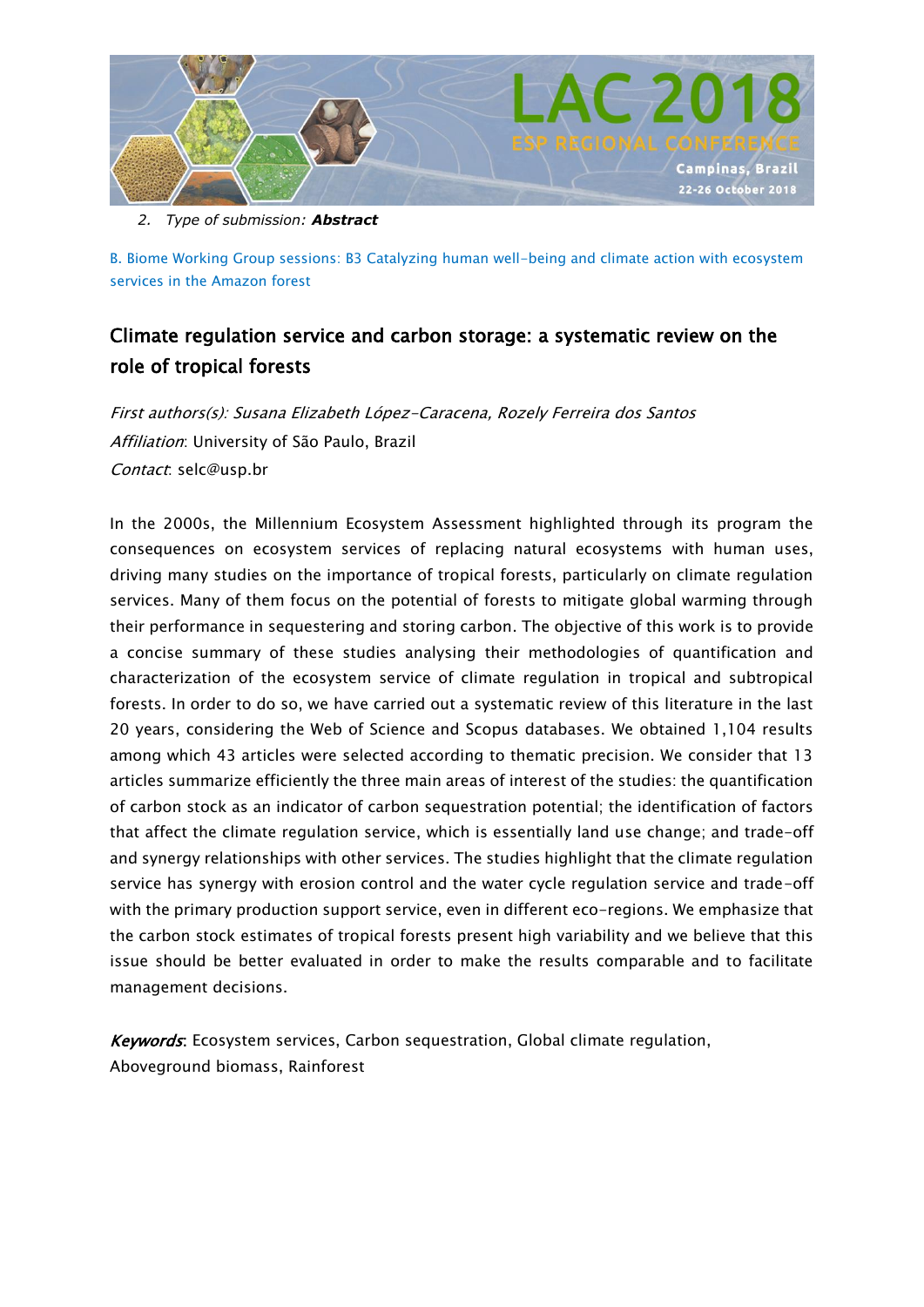2. *Type of submission:* ***Abstract***

B. Biome Working Group sessions: B3 Catalyzing human well-being and climate action with ecosystem services in the Amazon forest

## Climate regulation service and carbon storage: a systematic review on the role of tropical forests

*First authors(s): Susana Elizabeth López-Caracena, Rozely Ferreira dos Santos*
*Affiliation*: University of São Paulo, Brazil
*Contact*: selc@usp.br

In the 2000s, the Millennium Ecosystem Assessment highlighted through its program the consequences on ecosystem services of replacing natural ecosystems with human uses, driving many studies on the importance of tropical forests, particularly on climate regulation services. Many of them focus on the potential of forests to mitigate global warming through their performance in sequestering and storing carbon. The objective of this work is to provide a concise summary of these studies analysing their methodologies of quantification and characterization of the ecosystem service of climate regulation in tropical and subtropical forests. In order to do so, we have carried out a systematic review of this literature in the last 20 years, considering the Web of Science and Scopus databases. We obtained 1,104 results among which 43 articles were selected according to thematic precision. We consider that 13 articles summarize efficiently the three main areas of interest of the studies: the quantification of carbon stock as an indicator of carbon sequestration potential; the identification of factors that affect the climate regulation service, which is essentially land use change; and trade-off and synergy relationships with other services. The studies highlight that the climate regulation service has synergy with erosion control and the water cycle regulation service and trade-off with the primary production support service, even in different eco-regions. We emphasize that the carbon stock estimates of tropical forests present high variability and we believe that this issue should be better evaluated in order to make the results comparable and to facilitate management decisions.

*Keywords*: Ecosystem services, Carbon sequestration, Global climate regulation, Aboveground biomass, Rainforest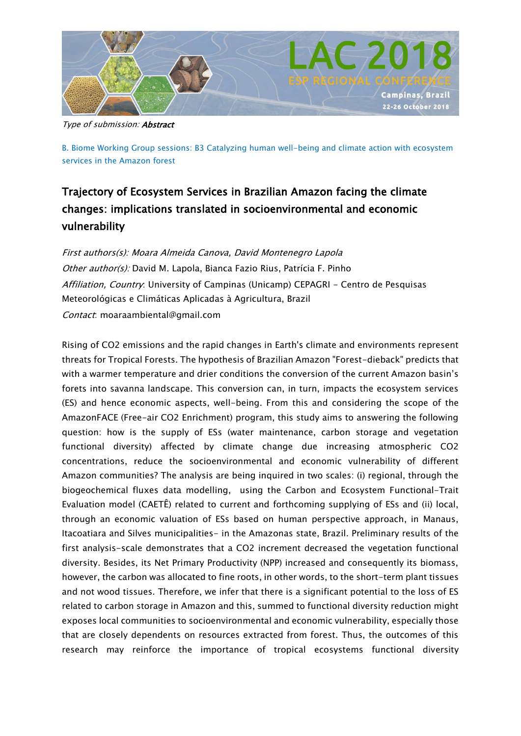Type of submission: ***Abstract***

B. Biome Working Group sessions: B3 Catalyzing human well-being and climate action with ecosystem services in the Amazon forest

## Trajectory of Ecosystem Services in Brazilian Amazon facing the climate changes: implications translated in socioenvironmental and economic vulnerability

*First authors(s): Moara Almeida Canova, David Montenegro Lapola*
*Other author(s):* David M. Lapola, Bianca Fazio Rius, Patrícia F. Pinho
*Affiliation, Country*: University of Campinas (Unicamp) CEPAGRI - Centro de Pesquisas Meteorológicas e Climáticas Aplicadas à Agricultura, Brazil
*Contact*: moaraambiental@gmail.com

Rising of CO2 emissions and the rapid changes in Earth's climate and environments represent threats for Tropical Forests. The hypothesis of Brazilian Amazon "Forest-dieback" predicts that with a warmer temperature and drier conditions the conversion of the current Amazon basin's forets into savanna landscape. This conversion can, in turn, impacts the ecosystem services (ES) and hence economic aspects, well-being. From this and considering the scope of the AmazonFACE (Free-air CO2 Enrichment) program, this study aims to answering the following question: how is the supply of ESs (water maintenance, carbon storage and vegetation functional diversity) affected by climate change due increasing atmospheric CO2 concentrations, reduce the socioenvironmental and economic vulnerability of different Amazon communities? The analysis are being inquired in two scales: (i) regional, through the biogeochemical fluxes data modelling, using the Carbon and Ecosystem Functional-Trait Evaluation model (CAETÊ) related to current and forthcoming supplying of ESs and (ii) local, through an economic valuation of ESs based on human perspective approach, in Manaus, Itacoatiara and Silves municipalities- in the Amazonas state, Brazil. Preliminary results of the first analysis-scale demonstrates that a CO2 increment decreased the vegetation functional diversity. Besides, its Net Primary Productivity (NPP) increased and consequently its biomass, however, the carbon was allocated to fine roots, in other words, to the short-term plant tissues and not wood tissues. Therefore, we infer that there is a significant potential to the loss of ES related to carbon storage in Amazon and this, summed to functional diversity reduction might exposes local communities to socioenvironmental and economic vulnerability, especially those that are closely dependents on resources extracted from forest. Thus, the outcomes of this research may reinforce the importance of tropical ecosystems functional diversity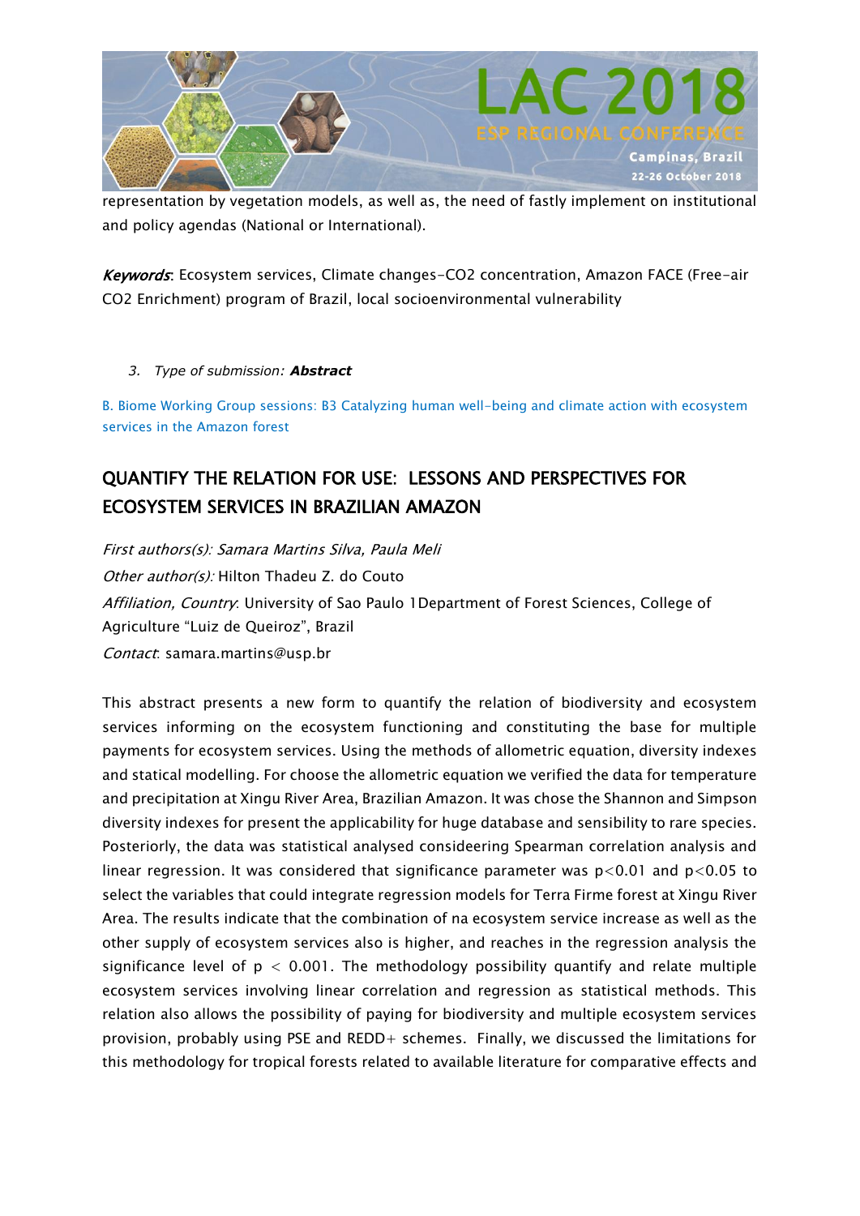representation by vegetation models, as well as, the need of fastly implement on institutional and policy agendas (National or International).

*Keywords*: Ecosystem services, Climate changes-CO2 concentration, Amazon FACE (Free-air CO2 Enrichment) program of Brazil, local socioenvironmental vulnerability

3. *Type of submission:* ***Abstract***

B. Biome Working Group sessions: B3 Catalyzing human well-being and climate action with ecosystem services in the Amazon forest

## QUANTIFY THE RELATION FOR USE: LESSONS AND PERSPECTIVES FOR ECOSYSTEM SERVICES IN BRAZILIAN AMAZON

*First authors(s): Samara Martins Silva, Paula Meli*

*Other author(s):* Hilton Thadeu Z. do Couto

*Affiliation, Country*: University of Sao Paulo 1Department of Forest Sciences, College of Agriculture "Luiz de Queiroz", Brazil

*Contact*: samara.martins@usp.br

This abstract presents a new form to quantify the relation of biodiversity and ecosystem services informing on the ecosystem functioning and constituting the base for multiple payments for ecosystem services. Using the methods of allometric equation, diversity indexes and statical modelling. For choose the allometric equation we verified the data for temperature and precipitation at Xingu River Area, Brazilian Amazon. It was chose the Shannon and Simpson diversity indexes for present the applicability for huge database and sensibility to rare species. Posteriorly, the data was statistical analysed consideering Spearman correlation analysis and linear regression. It was considered that significance parameter was $p<0.01$ and $p<0.05$ to select the variables that could integrate regression models for Terra Firme forest at Xingu River Area. The results indicate that the combination of na ecosystem service increase as well as the other supply of ecosystem services also is higher, and reaches in the regression analysis the significance level of $p < 0.001$. The methodology possibility quantify and relate multiple ecosystem services involving linear correlation and regression as statistical methods. This relation also allows the possibility of paying for biodiversity and multiple ecosystem services provision, probably using PSE and REDD+ schemes. Finally, we discussed the limitations for this methodology for tropical forests related to available literature for comparative effects and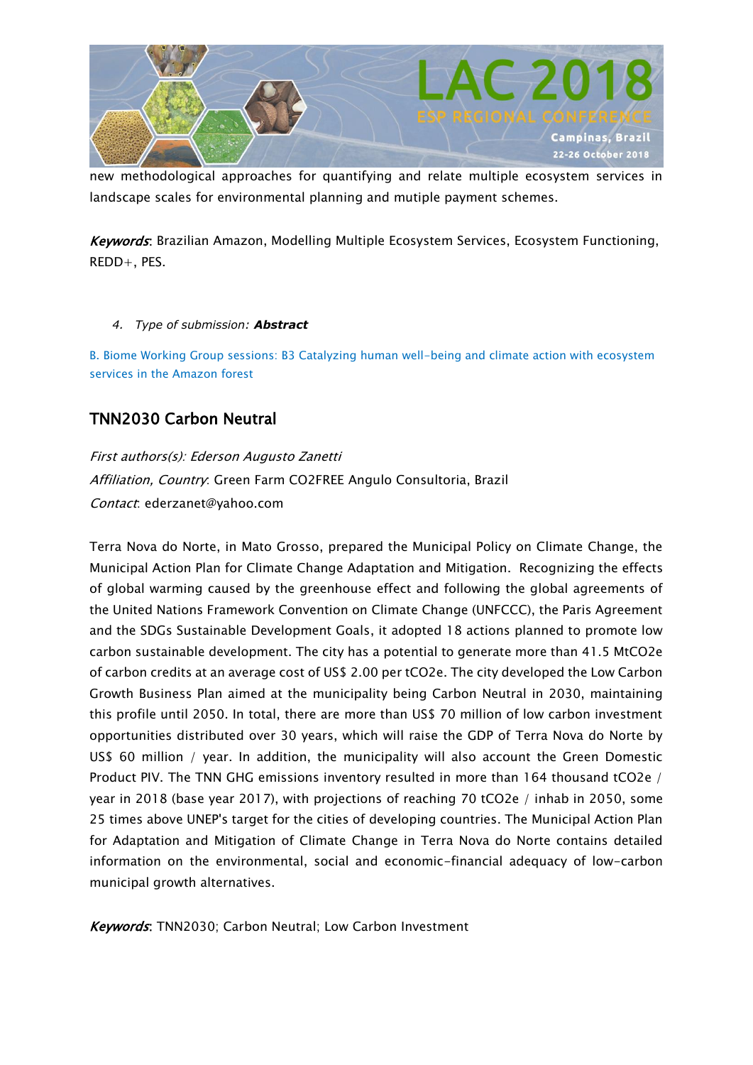new methodological approaches for quantifying and relate multiple ecosystem services in landscape scales for environmental planning and mutiple payment schemes.

***Keywords***: Brazilian Amazon, Modelling Multiple Ecosystem Services, Ecosystem Functioning, REDD+, PES.

4. *Type of submission:* ***Abstract***

B. Biome Working Group sessions: B3 Catalyzing human well-being and climate action with ecosystem services in the Amazon forest

## TNN2030 Carbon Neutral

*First authors(s): Ederson Augusto Zanetti*
*Affiliation, Country*: Green Farm CO2FREE Angulo Consultoria, Brazil
*Contact*: ederzanet@yahoo.com

Terra Nova do Norte, in Mato Grosso, prepared the Municipal Policy on Climate Change, the Municipal Action Plan for Climate Change Adaptation and Mitigation. Recognizing the effects of global warming caused by the greenhouse effect and following the global agreements of the United Nations Framework Convention on Climate Change (UNFCCC), the Paris Agreement and the SDGs Sustainable Development Goals, it adopted 18 actions planned to promote low carbon sustainable development. The city has a potential to generate more than 41.5 MtCO2e of carbon credits at an average cost of US$ 2.00 per tCO2e. The city developed the Low Carbon Growth Business Plan aimed at the municipality being Carbon Neutral in 2030, maintaining this profile until 2050. In total, there are more than US$ 70 million of low carbon investment opportunities distributed over 30 years, which will raise the GDP of Terra Nova do Norte by US$ 60 million / year. In addition, the municipality will also account the Green Domestic Product PIV. The TNN GHG emissions inventory resulted in more than 164 thousand tCO2e / year in 2018 (base year 2017), with projections of reaching 70 tCO2e / inhab in 2050, some 25 times above UNEP's target for the cities of developing countries. The Municipal Action Plan for Adaptation and Mitigation of Climate Change in Terra Nova do Norte contains detailed information on the environmental, social and economic-financial adequacy of low-carbon municipal growth alternatives.

***Keywords***: TNN2030; Carbon Neutral; Low Carbon Investment